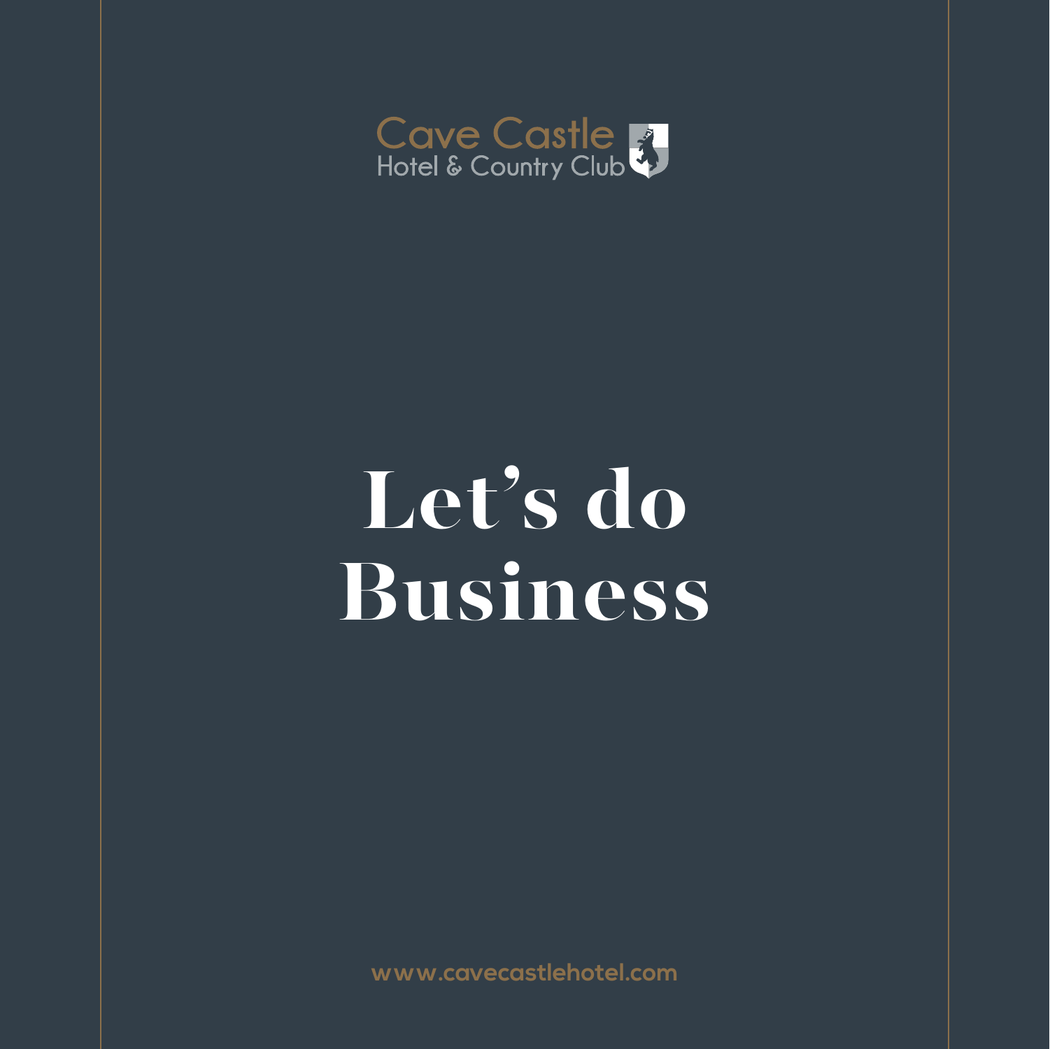Cave Castle
Hotel & Country Club

# Let's do Business

www.cavecastlehotel.com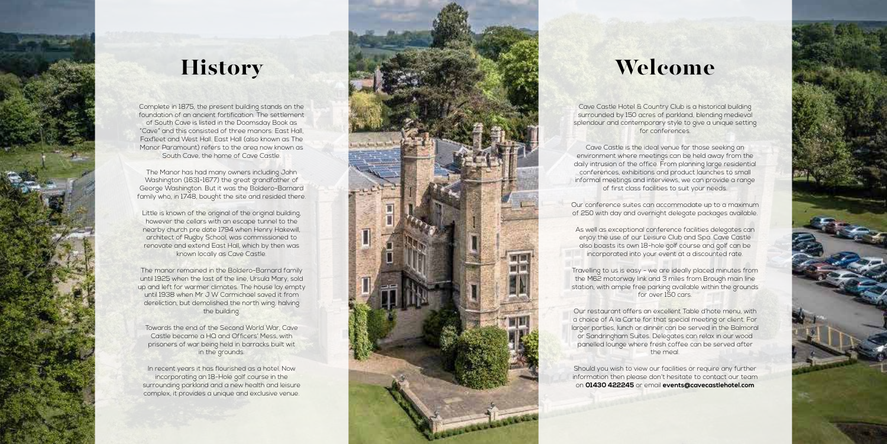# History

Complete in 1875, the present building stands on the foundation of an ancient fortification. The settlement of South Cave is listed in the Doomsday Book as "Cave" and this consisted of three manors: East Hall, Faxfleet and West Hall. East Hall (also known as The Manor Paramount) refers to the area now known as South Cave, the home of Cave Castle.

The Manor has had many owners including John Washington (1631-1677) the great grandfather of George Washington. But it was the Boldero-Barnard family who, in 1748, bought the site and resided there.

Little is known of the original of the original building, however the cellars with an escape tunnel to the nearby church pre date 1794 when Henry Hakewill, architect of Rugby School, was commissioned to renovate and extend East Hall, which by then was known locally as Cave Castle.

The manor remained in the Boldero-Barnard family until 1925 when the last of the line, Ursula Mary, sold up and left for warmer climates. The house lay empty until 1938 when Mr J W Carmichael saved it from dereliction, but demolished the north wing, halving the building.

Towards the end of the Second World War, Cave Castle became a HQ and Officers' Mess, with prisoners of war being held in barracks built wit in the grounds.

In recent years it has flourished as a hotel. Now incorporating an 18-Hole golf course in the surrounding parkland and a new health and leisure complex, it provides a unique and exclusive venue.

# Welcome

Cave Castle Hotel & Country Club is a historical building surrounded by 150 acres of parkland, blending medieval splendour and contemporary style to give a unique setting for conferences.

Cave Castle is the ideal venue for those seeking an environment where meetings can be held away from the daily intrusion of the office. From planning large residential conferences, exhibitions and product launches to small informal meetings and interviews, we can provide a range of first class facilities to suit your needs.

Our conference suites can accommodate up to a maximum of 250 with day and overnight delegate packages available.

As well as exceptional conference facilities delegates can enjoy the use of our Leisure Club and Spa. Cave Castle also boasts its own 18-hole golf course and golf can be incorporated into your event at a discounted rate.

Travelling to us is easy - we are ideally placed minutes from the M62 motorway link and 3 miles from Brough main line station, with ample free parking available within the grounds for over 150 cars.

Our restaurant offers an excellent Table d'hote menu, with a choice of A la Carte for that special meeting or client. For larger parties, lunch or dinner can be served in the Balmoral or Sandringham Suites. Delegates can relax in our wood panelled lounge where fresh coffee can be served after the meal.

Should you wish to view our facilities or require any further information then please don't hesitate to contact our team on **01430 422245** or email **events@cavecastlehotel.com**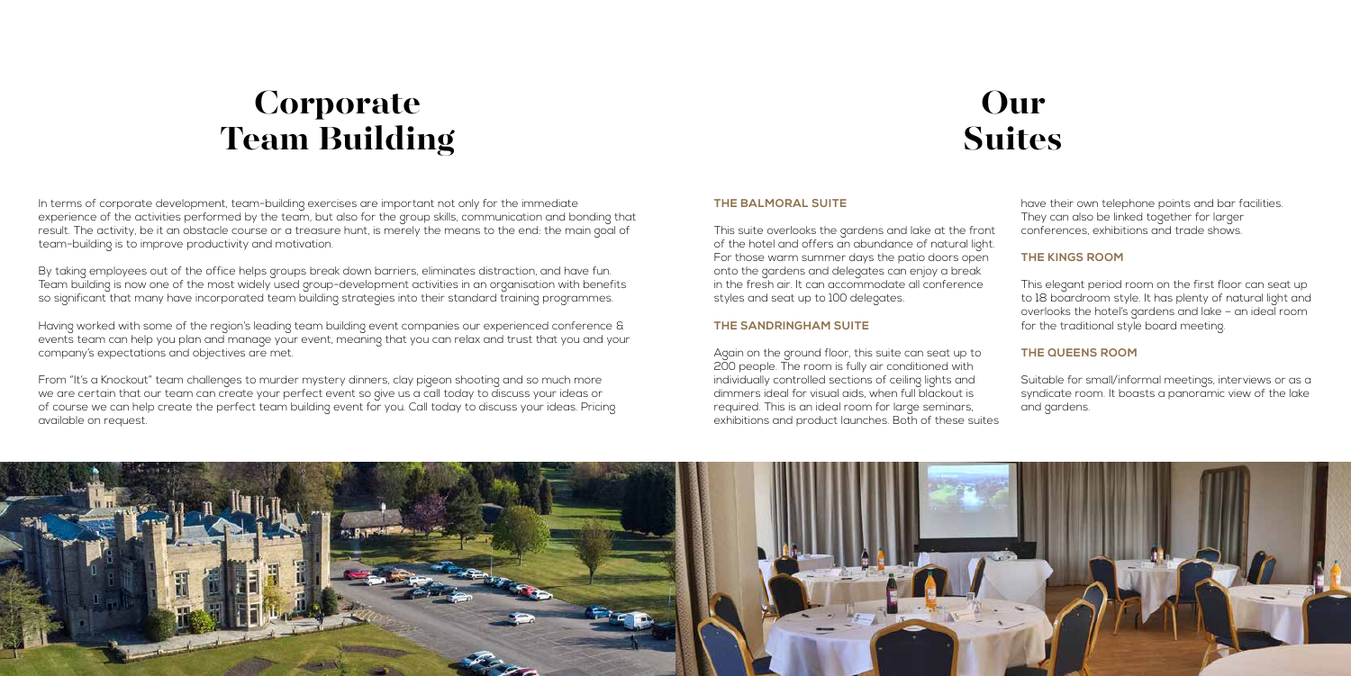# Corporate Team Building

In terms of corporate development, team-building exercises are important not only for the immediate experience of the activities performed by the team, but also for the group skills, communication and bonding that result. The activity, be it an obstacle course or a treasure hunt, is merely the means to the end: the main goal of team-building is to improve productivity and motivation.

By taking employees out of the office helps groups break down barriers, eliminates distraction, and have fun. Team building is now one of the most widely used group-development activities in an organisation with benefits so significant that many have incorporated team building strategies into their standard training programmes.

Having worked with some of the region's leading team building event companies our experienced conference & events team can help you plan and manage your event, meaning that you can relax and trust that you and your company's expectations and objectives are met.

From "It's a Knockout" team challenges to murder mystery dinners, clay pigeon shooting and so much more we are certain that our team can create your perfect event so give us a call today to discuss your ideas or of course we can help create the perfect team building event for you. Call today to discuss your ideas. Pricing available on request.

# Our Suites

### THE BALMORAL SUITE

This suite overlooks the gardens and lake at the front of the hotel and offers an abundance of natural light. For those warm summer days the patio doors open onto the gardens and delegates can enjoy a break in the fresh air. It can accommodate all conference styles and seat up to 100 delegates.

### THE SANDRINGHAM SUITE

Again on the ground floor, this suite can seat up to 200 people. The room is fully air conditioned with individually controlled sections of ceiling lights and dimmers ideal for visual aids, when full blackout is required. This is an ideal room for large seminars, exhibitions and product launches. Both of these suites have their own telephone points and bar facilities. They can also be linked together for larger conferences, exhibitions and trade shows.

### THE KINGS ROOM

This elegant period room on the first floor can seat up to 18 boardroom style. It has plenty of natural light and overlooks the hotel's gardens and lake – an ideal room for the traditional style board meeting.

### THE QUEENS ROOM

Suitable for small/informal meetings, interviews or as a syndicate room. It boasts a panoramic view of the lake and gardens.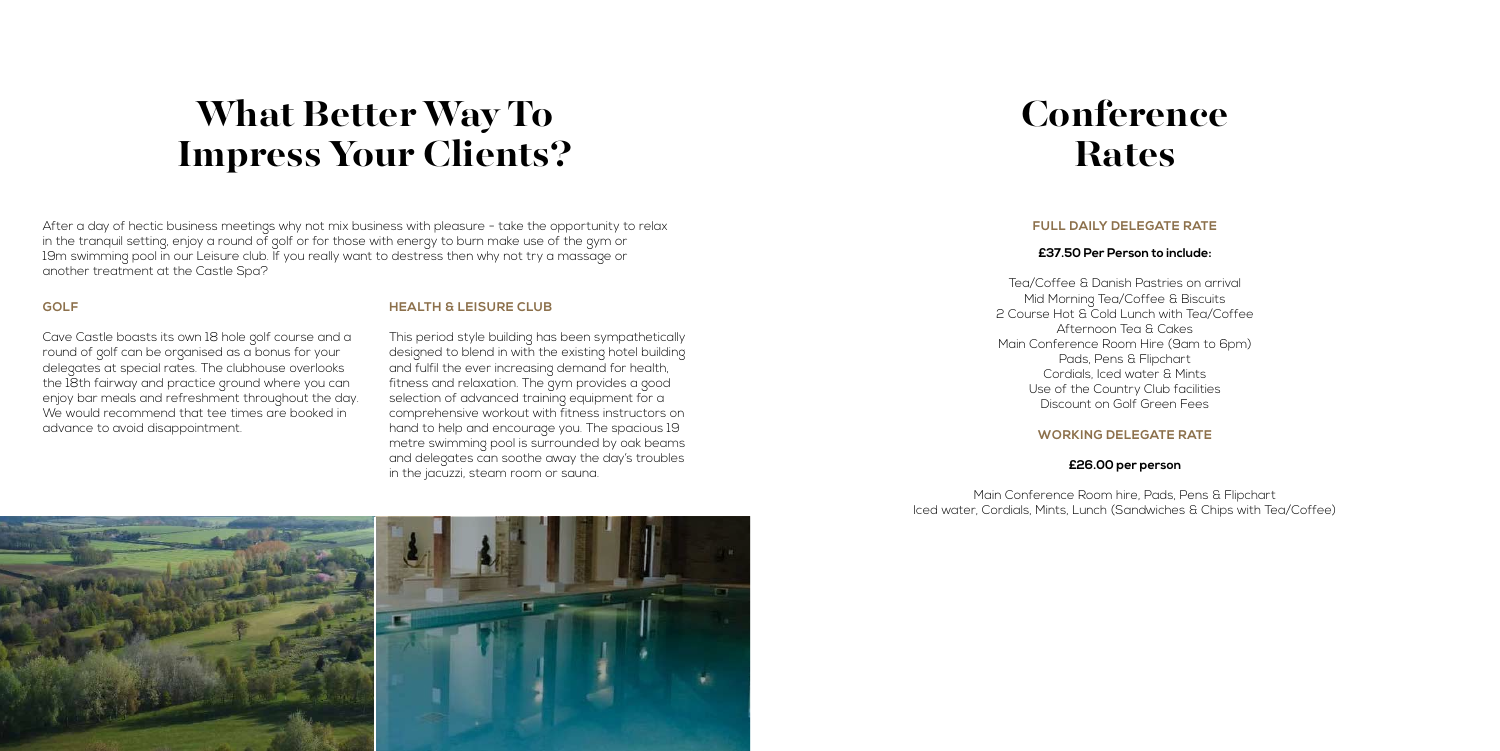# What Better Way To Impress Your Clients?

After a day of hectic business meetings why not mix business with pleasure - take the opportunity to relax in the tranquil setting, enjoy a round of golf or for those with energy to burn make use of the gym or 19m swimming pool in our Leisure club. If you really want to destress then why not try a massage or another treatment at the Castle Spa?

### GOLF

Cave Castle boasts its own 18 hole golf course and a round of golf can be organised as a bonus for your delegates at special rates. The clubhouse overlooks the 18th fairway and practice ground where you can enjoy bar meals and refreshment throughout the day. We would recommend that tee times are booked in advance to avoid disappointment.

### HEALTH & LEISURE CLUB

This period style building has been sympathetically designed to blend in with the existing hotel building and fulfil the ever increasing demand for health, fitness and relaxation. The gym provides a good selection of advanced training equipment for a comprehensive workout with fitness instructors on hand to help and encourage you. The spacious 19 metre swimming pool is surrounded by oak beams and delegates can soothe away the day's troubles in the jacuzzi, steam room or sauna.

# Conference Rates

### FULL DAILY DELEGATE RATE

**£37.50 Per Person to include:**

Tea/Coffee & Danish Pastries on arrival
Mid Morning Tea/Coffee & Biscuits
2 Course Hot & Cold Lunch with Tea/Coffee
Afternoon Tea & Cakes
Main Conference Room Hire (9am to 6pm)
Pads, Pens & Flipchart
Cordials, Iced water & Mints
Use of the Country Club facilities
Discount on Golf Green Fees

### WORKING DELEGATE RATE

**£26.00 per person**

Main Conference Room hire, Pads, Pens & Flipchart
Iced water, Cordials, Mints, Lunch (Sandwiches & Chips with Tea/Coffee)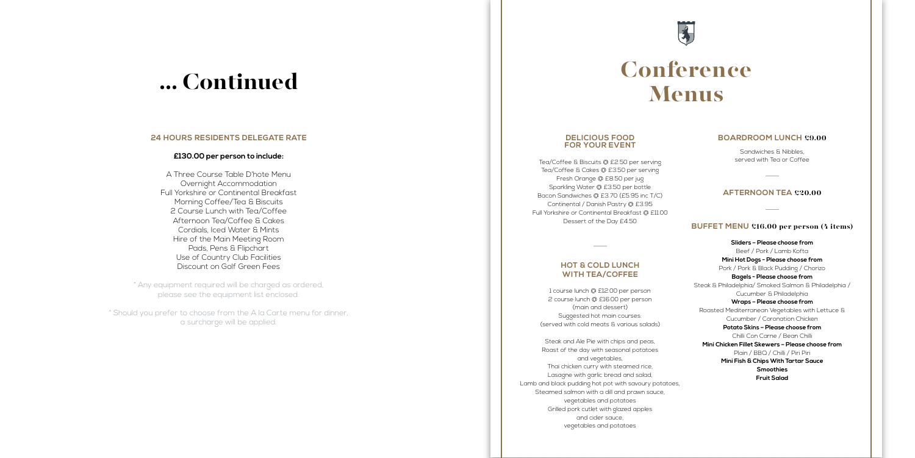# ... Continued

## 24 HOURS RESIDENTS DELEGATE RATE

**£130.00 per person to include:**

A Three Course Table D'hote Menu
Overnight Accommodation
Full Yorkshire or Continental Breakfast
Morning Coffee/Tea & Biscuits
2 Course Lunch with Tea/Coffee
Afternoon Tea/Coffee & Cakes
Cordials, Iced Water & Mints
Hire of the Main Meeting Room
Pads, Pens & Flipchart
Use of Country Club Facilities
Discount on Golf Green Fees

* Any equipment required will be charged as ordered, please see the equipment list enclosed.

* Should you prefer to choose from the A la Carte menu for dinner, a surcharge will be applied.

# Conference Menus

## DELICIOUS FOOD FOR YOUR EVENT

Tea/Coffee & Biscuits @ £2.50 per serving
Tea/Coffee & Cakes @ £3.50 per serving
Fresh Orange @ £8.50 per jug
Sparkling Water @ £3.50 per bottle
Bacon Sandwiches @ £3.70 (£5.95 inc T/C)
Continental / Danish Pastry @ £3.95
Full Yorkshire or Continental Breakfast @ £11.00
Dessert of the Day £4.50

## HOT & COLD LUNCH WITH TEA/COFFEE

1 course lunch @ £12.00 per person
2 course lunch @ £16.00 per person
(main and dessert)
Suggested hot main courses:
(served with cold meats & various salads)

Steak and Ale Pie with chips and peas,
Roast of the day with seasonal potatoes and vegetables,
Thai chicken curry with steamed rice,
Lasagne with garlic bread and salad,
Lamb and black pudding hot pot with savoury potatoes,
Steamed salmon with a dill and prawn sauce, vegetables and potatoes
Grilled pork cutlet with glazed apples and cider sauce, vegetables and potatoes

## BOARDROOM LUNCH £9.00

Sandwiches & Nibbles,
served with Tea or Coffee

## AFTERNOON TEA £20.00

## BUFFET MENU £16.00 per person (4 items)

**Sliders – Please choose from**
Beef / Pork / Lamb Kofta
**Mini Hot Dogs - Please choose from**
Pork / Pork & Black Pudding / Chorizo
**Bagels - Please choose from**
Steak & Philadelphia/ Smoked Salmon & Philadelphia / Cucumber & Philadelphia
**Wraps – Please choose from**
Roasted Mediterranean Vegetables with Lettuce & Cucumber / Coronation Chicken
**Potato Skins – Please choose from**
Chilli Con Carne / Bean Chilli
**Mini Chicken Fillet Skewers – Please choose from**
Plain / BBQ / Chilli / Piri Piri
**Mini Fish & Chips With Tartar Sauce**
**Smoothies**
**Fruit Salad**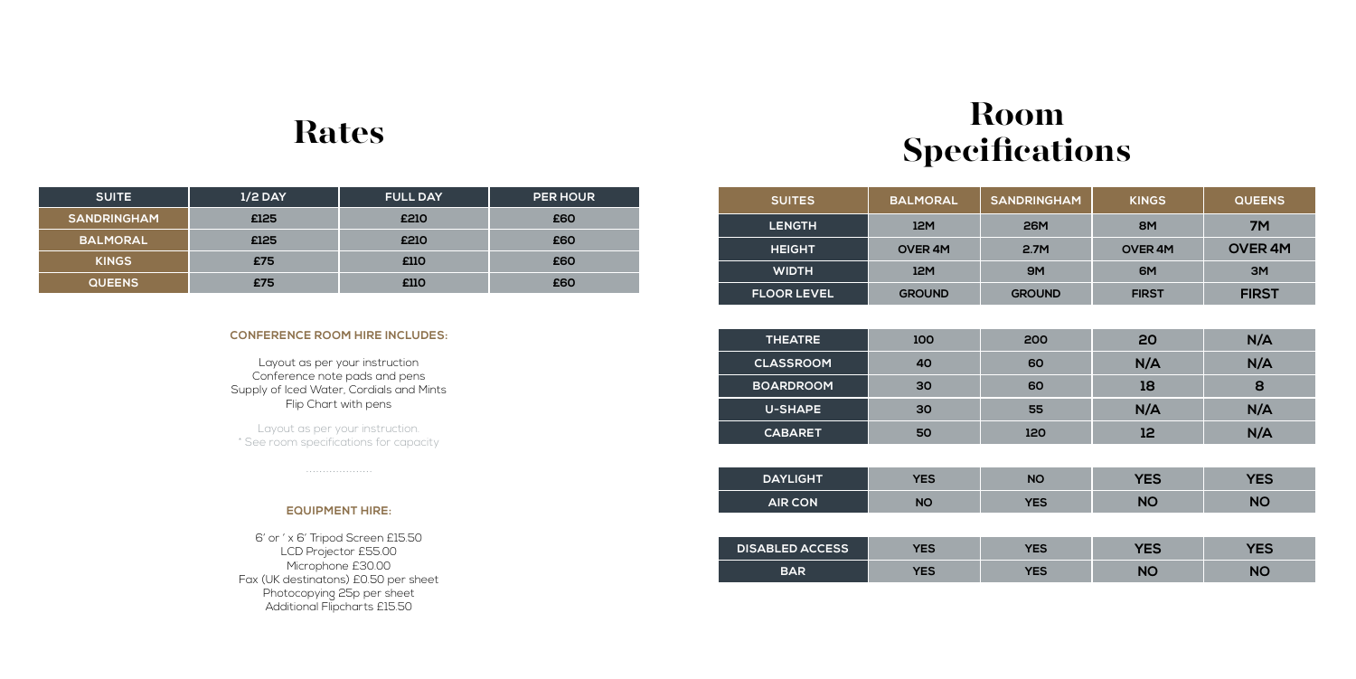# Rates

| SUITE | 1/2 DAY | FULL DAY | PER HOUR |
|---|---|---|---|
| SANDRINGHAM | £125 | £210 | £60 |
| BALMORAL | £125 | £210 | £60 |
| KINGS | £75 | £110 | £60 |
| QUEENS | £75 | £110 | £60 |

### CONFERENCE ROOM HIRE INCLUDES:

Layout as per your instruction
Conference note pads and pens
Supply of Iced Water, Cordials and Mints
Flip Chart with pens

Layout as per your instruction.
* See room specifications for capacity

...................

### EQUIPMENT HIRE:

6' or ' x 6' Tripod Screen £15.50
LCD Projector £55.00
Microphone £30.00
Fax (UK destinatons) £0.50 per sheet
Photocopying 25p per sheet
Additional Flipcharts £15.50

# Room Specifications

| SUITES | BALMORAL | SANDRINGHAM | KINGS | QUEENS |
|---|---|---|---|---|
| LENGTH | 12M | 26M | 8M | 7M |
| HEIGHT | OVER 4M | 2.7M | OVER 4M | OVER 4M |
| WIDTH | 12M | 9M | 6M | 3M |
| FLOOR LEVEL | GROUND | GROUND | FIRST | FIRST |

| | BALMORAL | SANDRINGHAM | KINGS | QUEENS |
|---|---|---|---|---|
| THEATRE | 100 | 200 | 20 | N/A |
| CLASSROOM | 40 | 60 | N/A | N/A |
| BOARDROOM | 30 | 60 | 18 | 8 |
| U-SHAPE | 30 | 55 | N/A | N/A |
| CABARET | 50 | 120 | 12 | N/A |

| | BALMORAL | SANDRINGHAM | KINGS | QUEENS |
|---|---|---|---|---|
| DAYLIGHT | YES | NO | YES | YES |
| AIR CON | NO | YES | NO | NO |

| | BALMORAL | SANDRINGHAM | KINGS | QUEENS |
|---|---|---|---|---|
| DISABLED ACCESS | YES | YES | YES | YES |
| BAR | YES | YES | NO | NO |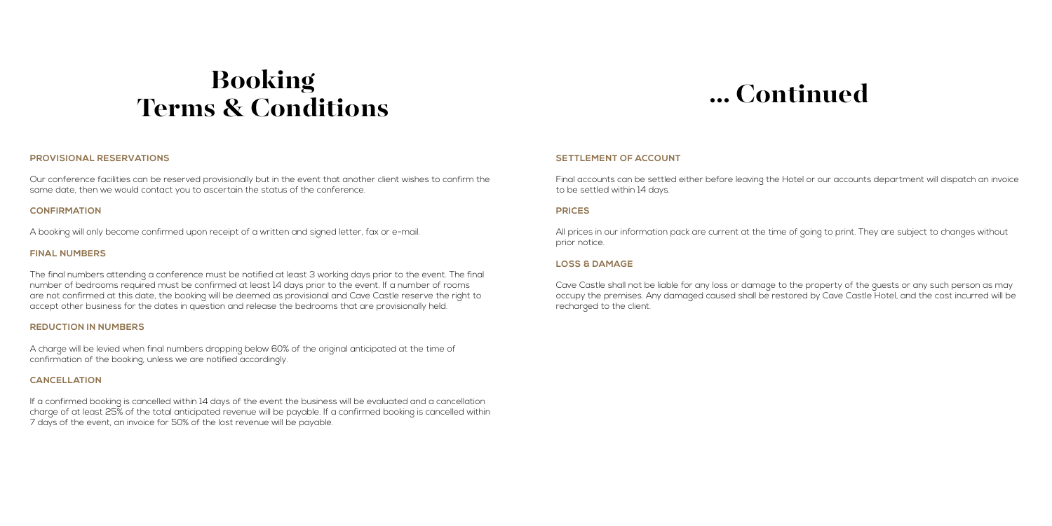# Booking Terms & Conditions

### PROVISIONAL RESERVATIONS

Our conference facilities can be reserved provisionally but in the event that another client wishes to confirm the same date, then we would contact you to ascertain the status of the conference.

### CONFIRMATION

A booking will only become confirmed upon receipt of a written and signed letter, fax or e-mail.

### FINAL NUMBERS

The final numbers attending a conference must be notified at least 3 working days prior to the event. The final number of bedrooms required must be confirmed at least 14 days prior to the event. If a number of rooms are not confirmed at this date, the booking will be deemed as provisional and Cave Castle reserve the right to accept other business for the dates in question and release the bedrooms that are provisionally held.

### REDUCTION IN NUMBERS

A charge will be levied when final numbers dropping below 60% of the original anticipated at the time of confirmation of the booking, unless we are notified accordingly.

### CANCELLATION

If a confirmed booking is cancelled within 14 days of the event the business will be evaluated and a cancellation charge of at least 25% of the total anticipated revenue will be payable. If a confirmed booking is cancelled within 7 days of the event, an invoice for 50% of the lost revenue will be payable.

# ... Continued

### SETTLEMENT OF ACCOUNT

Final accounts can be settled either before leaving the Hotel or our accounts department will dispatch an invoice to be settled within 14 days.

### PRICES

All prices in our information pack are current at the time of going to print. They are subject to changes without prior notice.

### LOSS & DAMAGE

Cave Castle shall not be liable for any loss or damage to the property of the guests or any such person as may occupy the premises. Any damaged caused shall be restored by Cave Castle Hotel, and the cost incurred will be recharged to the client.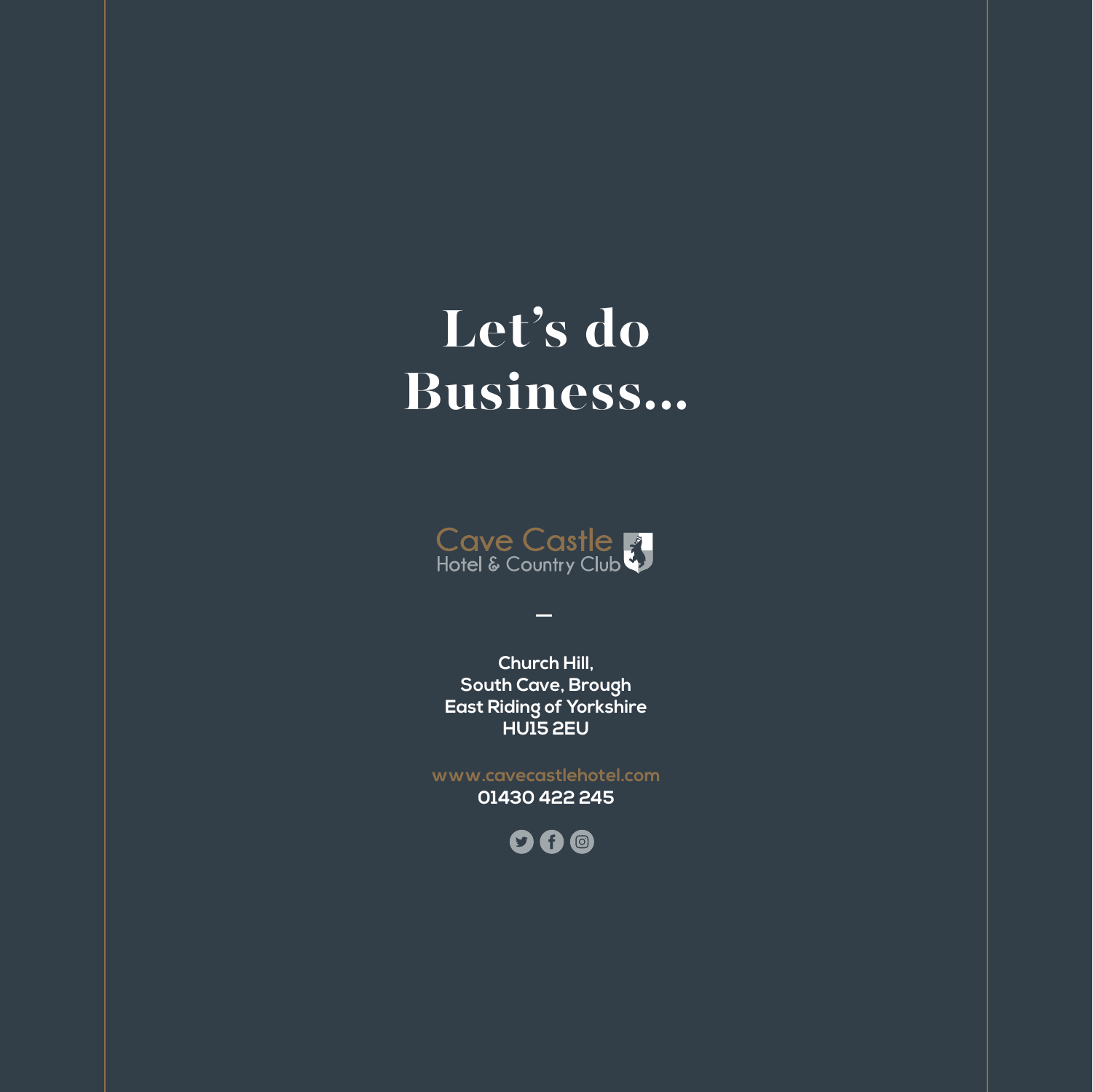# Let's do Business...

Cave Castle
Hotel & Country Club

—

**Church Hill,**
**South Cave, Brough**
**East Riding of Yorkshire**
**HU15 2EU**

www.cavecastlehotel.com
**01430 422 245**